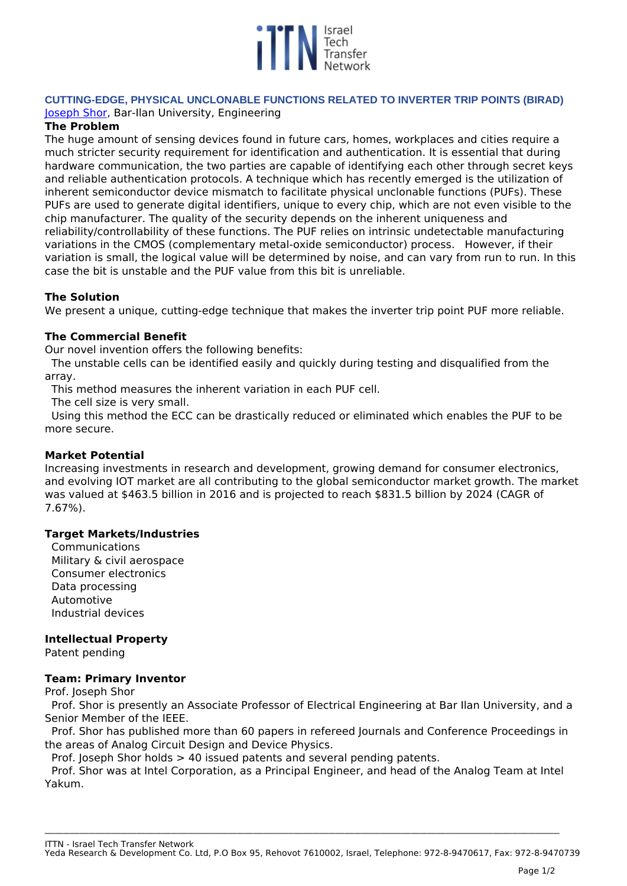**CUTTING-EDGE, PHYSICAL UNCLONABLE FUNCTIONS RELATED TO INVERTER TRIP POINTS (BIRAD)**

Joseph Shor, Bar-Ilan University, Engineering

### The Problem

The huge amount of sensing devices found in future cars, homes, workplaces and cities require a much stricter security requirement for identification and authentication. It is essential that during hardware communication, the two parties are capable of identifying each other through secret keys and reliable authentication protocols. A technique which has recently emerged is the utilization of inherent semiconductor device mismatch to facilitate physical unclonable functions (PUFs). These PUFs are used to generate digital identifiers, unique to every chip, which are not even visible to the chip manufacturer. The quality of the security depends on the inherent uniqueness and reliability/controllability of these functions. The PUF relies on intrinsic undetectable manufacturing variations in the CMOS (complementary metal-oxide semiconductor) process. However, if their variation is small, the logical value will be determined by noise, and can vary from run to run. In this case the bit is unstable and the PUF value from this bit is unreliable.

### The Solution

We present a unique, cutting-edge technique that makes the inverter trip point PUF more reliable.

### The Commercial Benefit

Our novel invention offers the following benefits:

- The unstable cells can be identified easily and quickly during testing and disqualified from the array.
- This method measures the inherent variation in each PUF cell.
- The cell size is very small.
- Using this method the ECC can be drastically reduced or eliminated which enables the PUF to be more secure.

### Market Potential

Increasing investments in research and development, growing demand for consumer electronics, and evolving IOT market are all contributing to the global semiconductor market growth. The market was valued at $463.5 billion in 2016 and is projected to reach $831.5 billion by 2024 (CAGR of 7.67%).

### Target Markets/Industries

- Communications
- Military & civil aerospace
- Consumer electronics
- Data processing
- Automotive
- Industrial devices

### Intellectual Property

Patent pending

### Team: Primary Inventor

Prof. Joseph Shor

- Prof. Shor is presently an Associate Professor of Electrical Engineering at Bar Ilan University, and a Senior Member of the IEEE.
- Prof. Shor has published more than 60 papers in refereed Journals and Conference Proceedings in the areas of Analog Circuit Design and Device Physics.
- Prof. Joseph Shor holds > 40 issued patents and several pending patents.
- Prof. Shor was at Intel Corporation, as a Principal Engineer, and head of the Analog Team at Intel Yakum.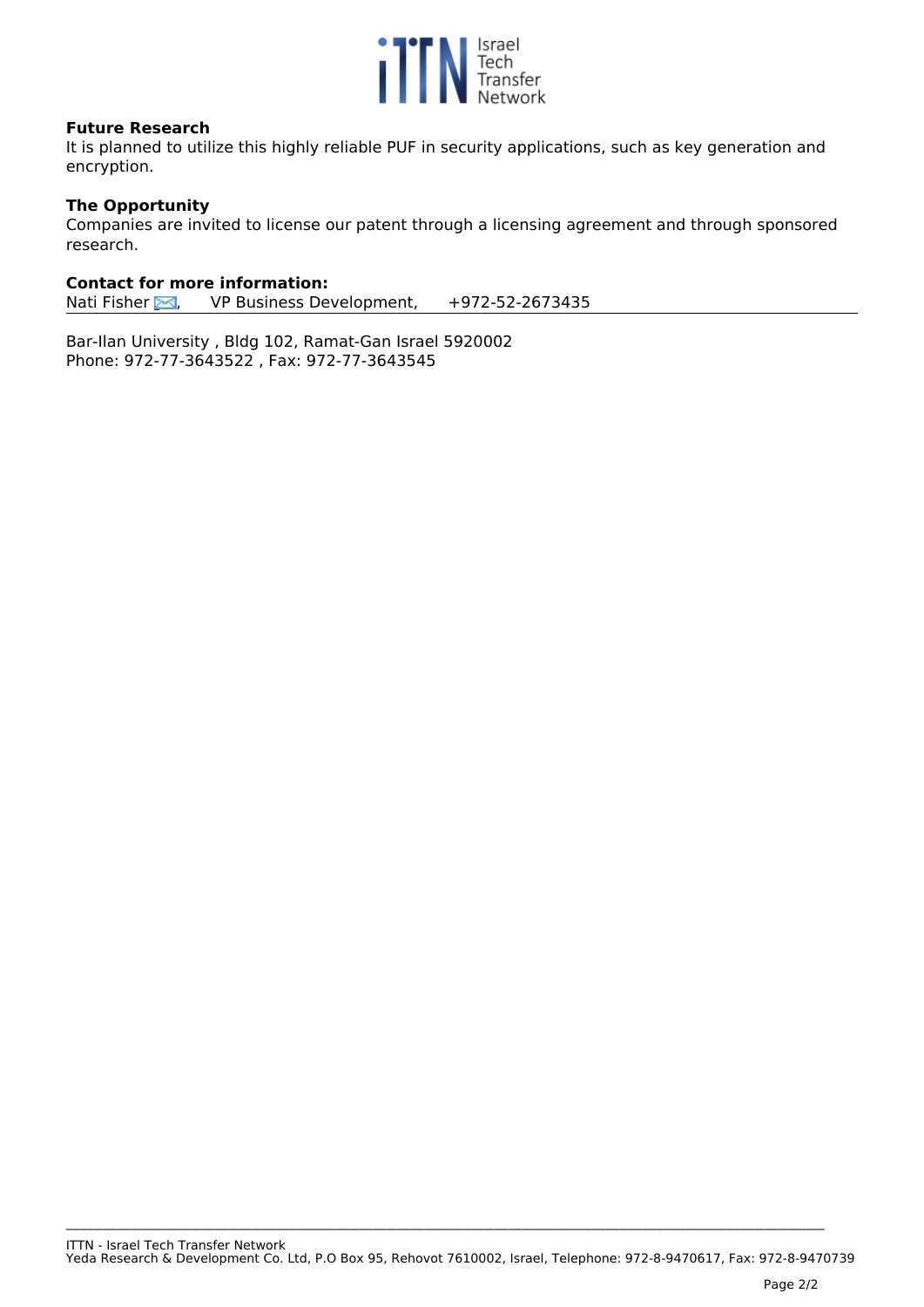### Future Research

It is planned to utilize this highly reliable PUF in security applications, such as key generation and encryption.

### The Opportunity

Companies are invited to license our patent through a licensing agreement and through sponsored research.

### Contact for more information:

Nati Fisher, VP Business Development, +972-52-2673435

---

Bar-Ilan University , Bldg 102, Ramat-Gan Israel 5920002
Phone: 972-77-3643522 , Fax: 972-77-3643545